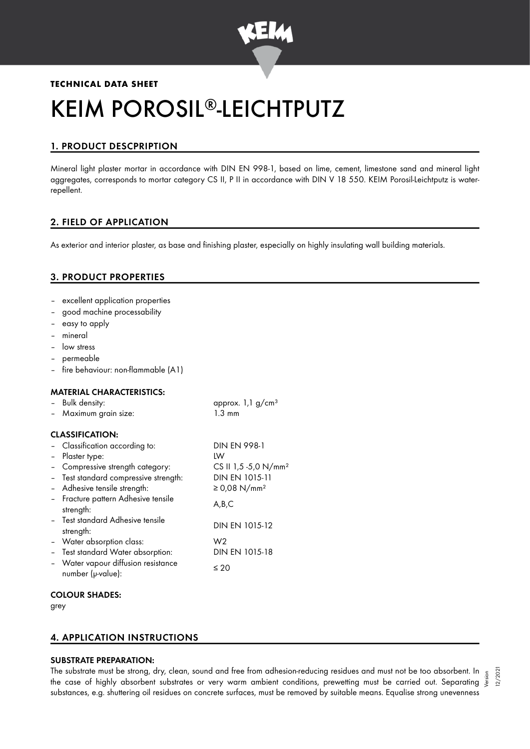**TECHNICAL DATA SHEET**

# KEIM POROSIL®-LEICHTPUTZ

## 1. PRODUCT DESCPRIPTION

Mineral light plaster mortar in accordance with DIN EN 998-1, based on lime, cement, limestone sand and mineral light aggregates, corresponds to mortar category CS II, P II in accordance with DIN V 18 550. KEIM Porosil-Leichtputz is water-repellent.

## 2. FIELD OF APPLICATION

As exterior and interior plaster, as base and finishing plaster, especially on highly insulating wall building materials.

## 3. PRODUCT PROPERTIES

- excellent application properties
- good machine processability
- easy to apply
- mineral
- low stress
- permeable
- fire behaviour: non-flammable (A1)

### MATERIAL CHARACTERISTICS:

| | |
|---|---|
| – Bulk density: | approx. 1,1 g/cm³ |
| – Maximum grain size: | 1.3 mm |

### CLASSIFICATION:

| | |
|---|---|
| – Classification according to: | DIN EN 998-1 |
| – Plaster type: | LW |
| – Compressive strength category: | CS II 1,5 -5,0 N/mm² |
| – Test standard compressive strength: | DIN EN 1015-11 |
| – Adhesive tensile strength: | ≥ 0,08 N/mm² |
| – Fracture pattern Adhesive tensile strength: | A,B,C |
| – Test standard Adhesive tensile strength: | DIN EN 1015-12 |
| – Water absorption class: | W2 |
| – Test standard Water absorption: | DIN EN 1015-18 |
| – Water vapour diffusion resistance number (μ-value): | ≤ 20 |

### COLOUR SHADES:

grey

## 4. APPLICATION INSTRUCTIONS

### SUBSTRATE PREPARATION:

The substrate must be strong, dry, clean, sound and free from adhesion-reducing residues and must not be too absorbent. In the case of highly absorbent substrates or very warm ambient conditions, prewetting must be carried out. Separating substances, e.g. shuttering oil residues on concrete surfaces, must be removed by suitable means. Equalise strong unevenness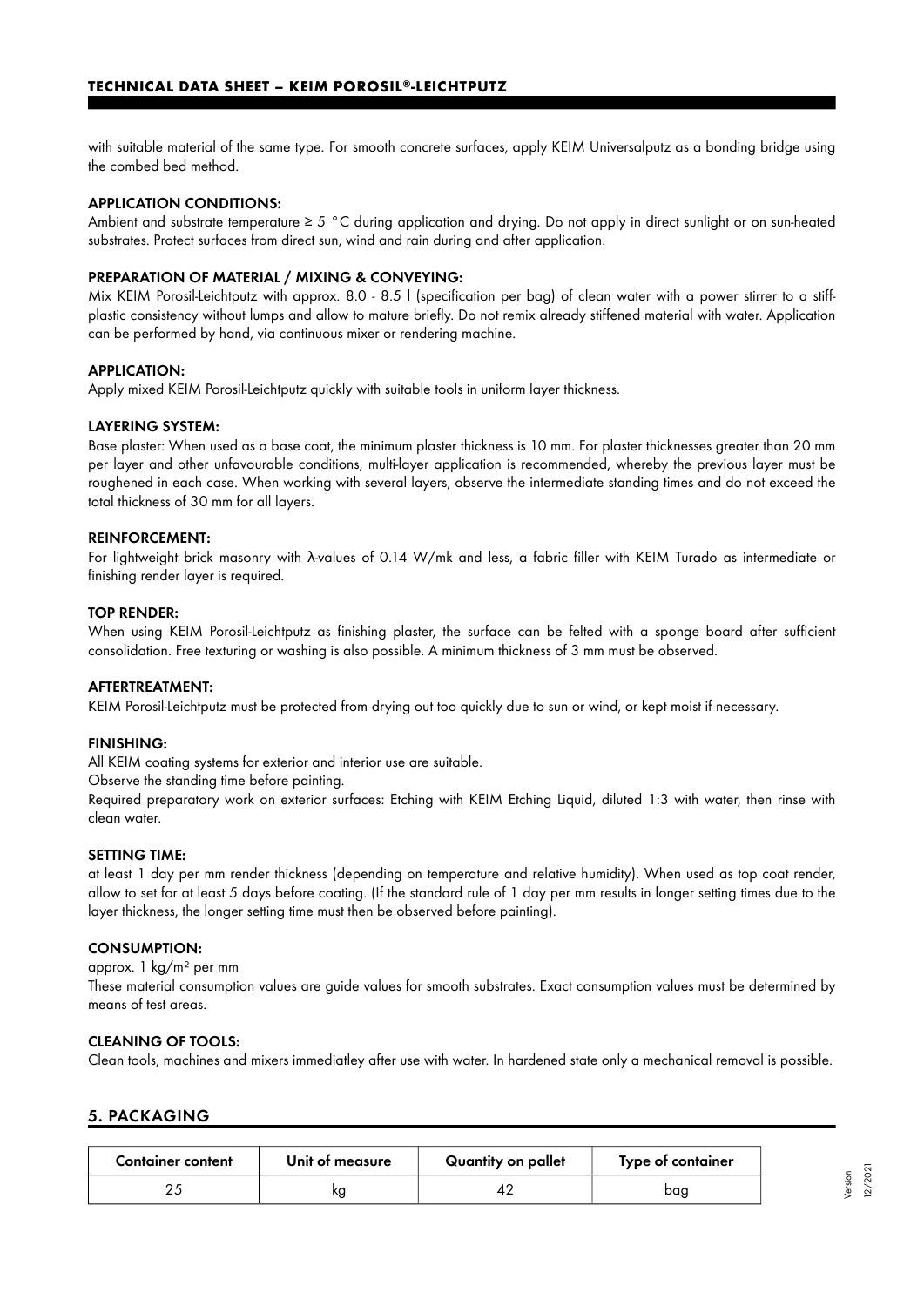with suitable material of the same type. For smooth concrete surfaces, apply KEIM Universalputz as a bonding bridge using the combed bed method.

**APPLICATION CONDITIONS:**

Ambient and substrate temperature ≥ 5 °C during application and drying. Do not apply in direct sunlight or on sun-heated substrates. Protect surfaces from direct sun, wind and rain during and after application.

**PREPARATION OF MATERIAL / MIXING & CONVEYING:**

Mix KEIM Porosil-Leichtputz with approx. 8.0 - 8.5 l (specification per bag) of clean water with a power stirrer to a stiff-plastic consistency without lumps and allow to mature briefly. Do not remix already stiffened material with water. Application can be performed by hand, via continuous mixer or rendering machine.

**APPLICATION:**

Apply mixed KEIM Porosil-Leichtputz quickly with suitable tools in uniform layer thickness.

**LAYERING SYSTEM:**

Base plaster: When used as a base coat, the minimum plaster thickness is 10 mm. For plaster thicknesses greater than 20 mm per layer and other unfavourable conditions, multi-layer application is recommended, whereby the previous layer must be roughened in each case. When working with several layers, observe the intermediate standing times and do not exceed the total thickness of 30 mm for all layers.

**REINFORCEMENT:**

For lightweight brick masonry with λ-values of 0.14 W/mk and less, a fabric filler with KEIM Turado as intermediate or finishing render layer is required.

**TOP RENDER:**

When using KEIM Porosil-Leichtputz as finishing plaster, the surface can be felted with a sponge board after sufficient consolidation. Free texturing or washing is also possible. A minimum thickness of 3 mm must be observed.

**AFTERTREATMENT:**

KEIM Porosil-Leichtputz must be protected from drying out too quickly due to sun or wind, or kept moist if necessary.

**FINISHING:**

All KEIM coating systems for exterior and interior use are suitable.

Observe the standing time before painting.

Required preparatory work on exterior surfaces: Etching with KEIM Etching Liquid, diluted 1:3 with water, then rinse with clean water.

**SETTING TIME:**

at least 1 day per mm render thickness (depending on temperature and relative humidity). When used as top coat render, allow to set for at least 5 days before coating. (If the standard rule of 1 day per mm results in longer setting times due to the layer thickness, the longer setting time must then be observed before painting).

**CONSUMPTION:**

approx. 1 kg/m² per mm

These material consumption values are guide values for smooth substrates. Exact consumption values must be determined by means of test areas.

**CLEANING OF TOOLS:**

Clean tools, machines and mixers immediatley after use with water. In hardened state only a mechanical removal is possible.

## 5. PACKAGING

| Container content | Unit of measure | Quantity on pallet | Type of container |
|---|---|---|---|
| 25 | kg | 42 | bag |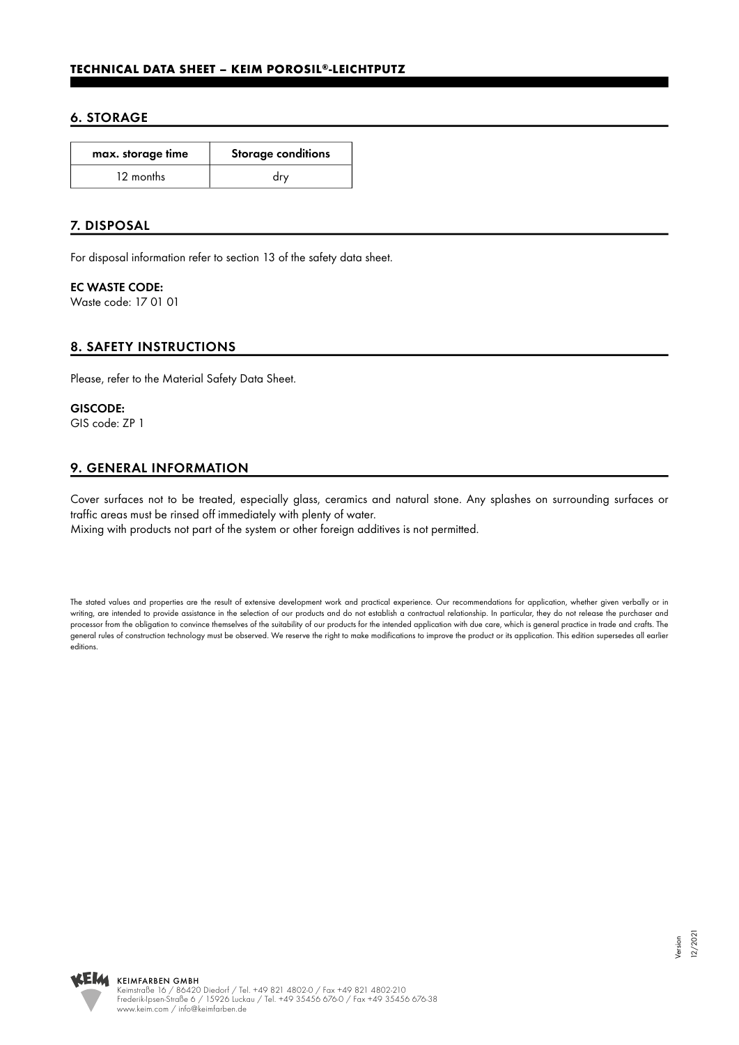## 6. STORAGE

| max. storage time | Storage conditions |
| --- | --- |
| 12 months | dry |

## 7. DISPOSAL

For disposal information refer to section 13 of the safety data sheet.

**EC WASTE CODE:**
Waste code: 17 01 01

## 8. SAFETY INSTRUCTIONS

Please, refer to the Material Safety Data Sheet.

**GISCODE:**
GIS code: ZP 1

## 9. GENERAL INFORMATION

Cover surfaces not to be treated, especially glass, ceramics and natural stone. Any splashes on surrounding surfaces or traffic areas must be rinsed off immediately with plenty of water.
Mixing with products not part of the system or other foreign additives is not permitted.

The stated values and properties are the result of extensive development work and practical experience. Our recommendations for application, whether given verbally or in writing, are intended to provide assistance in the selection of our products and do not establish a contractual relationship. In particular, they do not release the purchaser and processor from the obligation to convince themselves of the suitability of our products for the intended application with due care, which is general practice in trade and crafts. The general rules of construction technology must be observed. We reserve the right to make modifications to improve the product or its application. This edition supersedes all earlier editions.

KEIMFARBEN GMBH
Keimstraße 16 / 86420 Diedorf / Tel. +49 821 4802-0 / Fax +49 821 4802-210
Frederik-Ipsen-Straße 6 / 15926 Luckau / Tel. +49 35456 676-0 / Fax +49 35456 676-38
www.keim.com / info@keimfarben.de

Version 12/2021